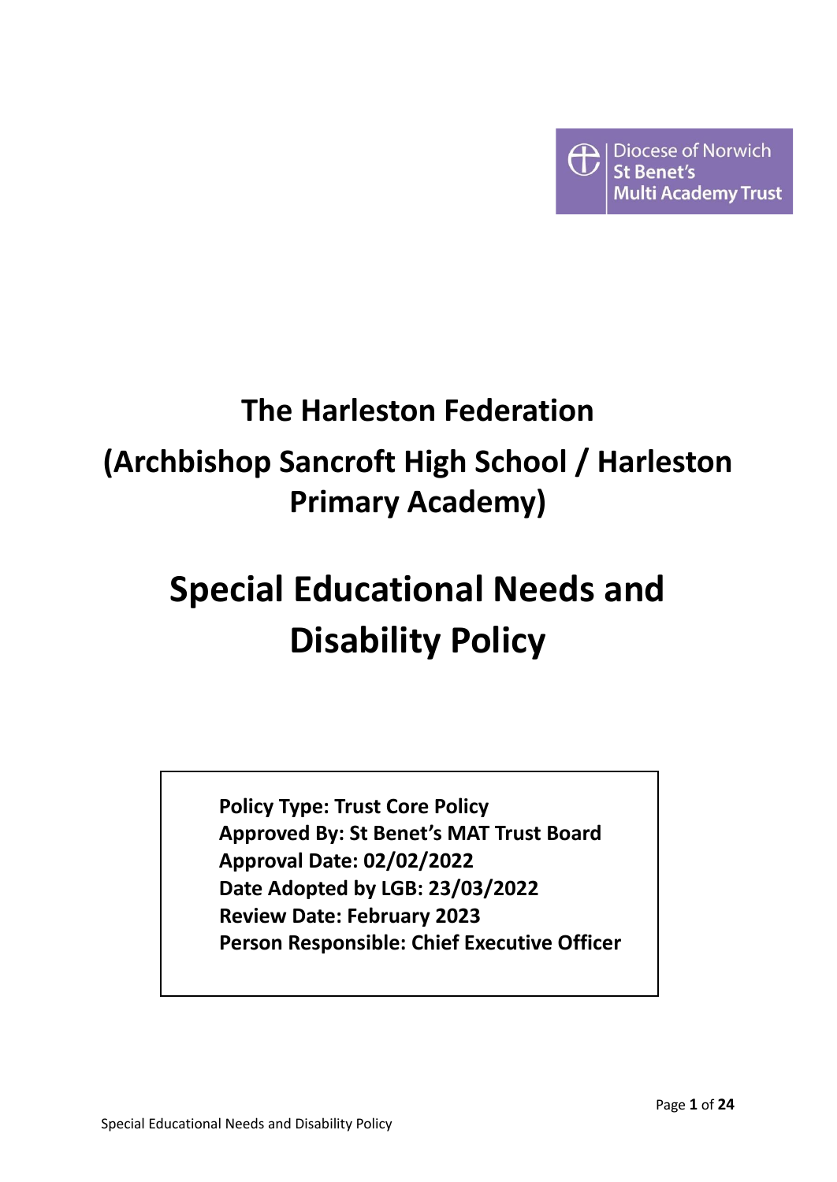Diocese of Norwich
St Benet's
Multi Academy Trust

# The Harleston Federation

# (Archbishop Sancroft High School / Harleston Primary Academy)

# Special Educational Needs and Disability Policy

**Policy Type: Trust Core Policy**
**Approved By: St Benet's MAT Trust Board**
**Approval Date: 02/02/2022**
**Date Adopted by LGB: 23/03/2022**
**Review Date: February 2023**
**Person Responsible: Chief Executive Officer**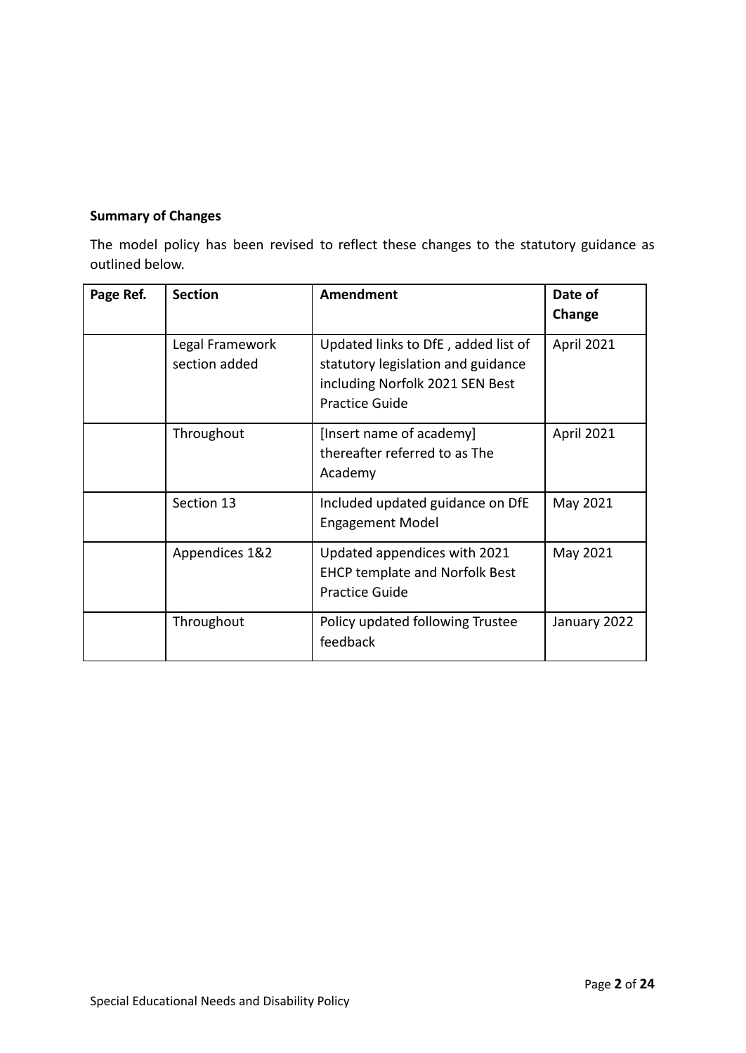**Summary of Changes**

The model policy has been revised to reflect these changes to the statutory guidance as outlined below.

| Page Ref. | Section | Amendment | Date of Change |
|---|---|---|---|
| | Legal Framework section added | Updated links to DfE , added list of statutory legislation and guidance including Norfolk 2021 SEN Best Practice Guide | April 2021 |
| | Throughout | [Insert name of academy] thereafter referred to as The Academy | April 2021 |
| | Section 13 | Included updated guidance on DfE Engagement Model | May 2021 |
| | Appendices 1&2 | Updated appendices with 2021 EHCP template and Norfolk Best Practice Guide | May 2021 |
| | Throughout | Policy updated following Trustee feedback | January 2022 |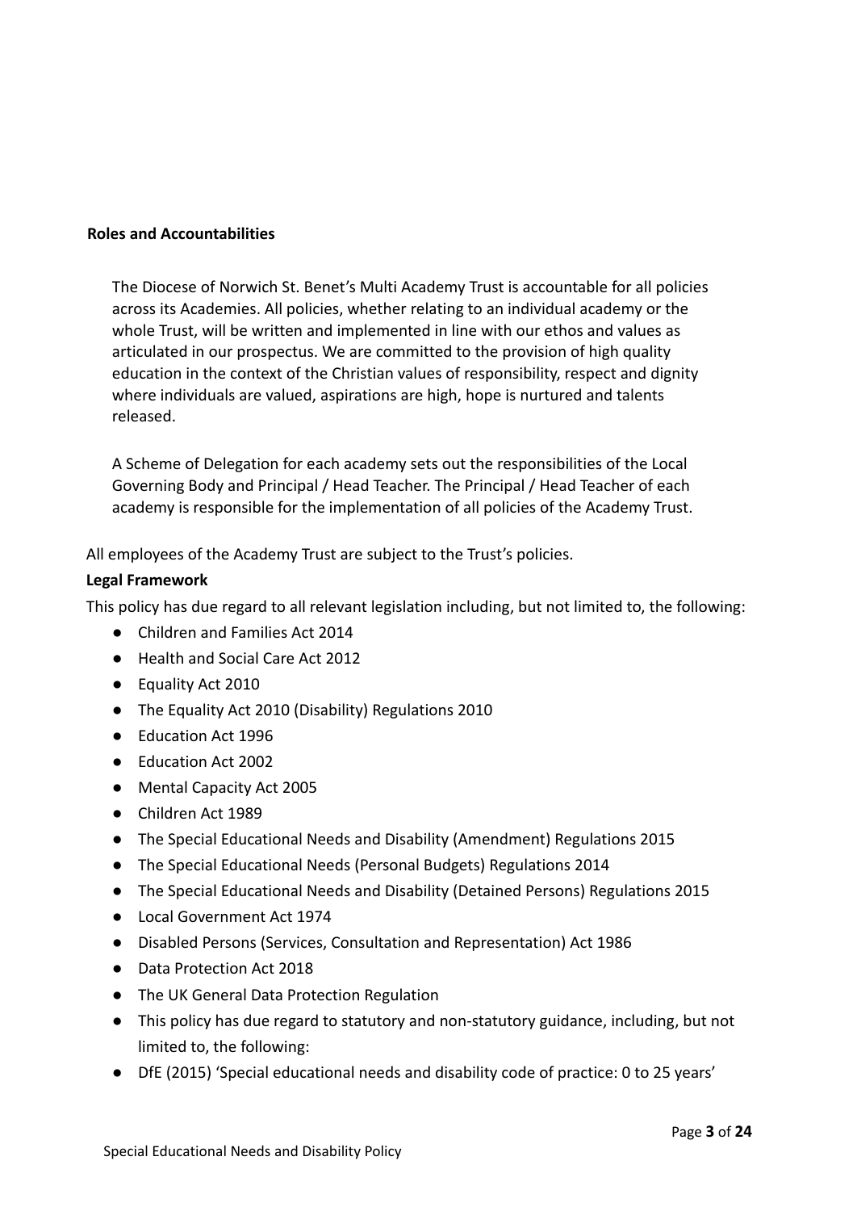## Roles and Accountabilities

The Diocese of Norwich St. Benet's Multi Academy Trust is accountable for all policies across its Academies. All policies, whether relating to an individual academy or the whole Trust, will be written and implemented in line with our ethos and values as articulated in our prospectus. We are committed to the provision of high quality education in the context of the Christian values of responsibility, respect and dignity where individuals are valued, aspirations are high, hope is nurtured and talents released.

A Scheme of Delegation for each academy sets out the responsibilities of the Local Governing Body and Principal / Head Teacher. The Principal / Head Teacher of each academy is responsible for the implementation of all policies of the Academy Trust.

All employees of the Academy Trust are subject to the Trust's policies.

**Legal Framework**

This policy has due regard to all relevant legislation including, but not limited to, the following:

- Children and Families Act 2014
- Health and Social Care Act 2012
- Equality Act 2010
- The Equality Act 2010 (Disability) Regulations 2010
- Education Act 1996
- Education Act 2002
- Mental Capacity Act 2005
- Children Act 1989
- The Special Educational Needs and Disability (Amendment) Regulations 2015
- The Special Educational Needs (Personal Budgets) Regulations 2014
- The Special Educational Needs and Disability (Detained Persons) Regulations 2015
- Local Government Act 1974
- Disabled Persons (Services, Consultation and Representation) Act 1986
- Data Protection Act 2018
- The UK General Data Protection Regulation
- This policy has due regard to statutory and non-statutory guidance, including, but not limited to, the following:
- DfE (2015) 'Special educational needs and disability code of practice: 0 to 25 years'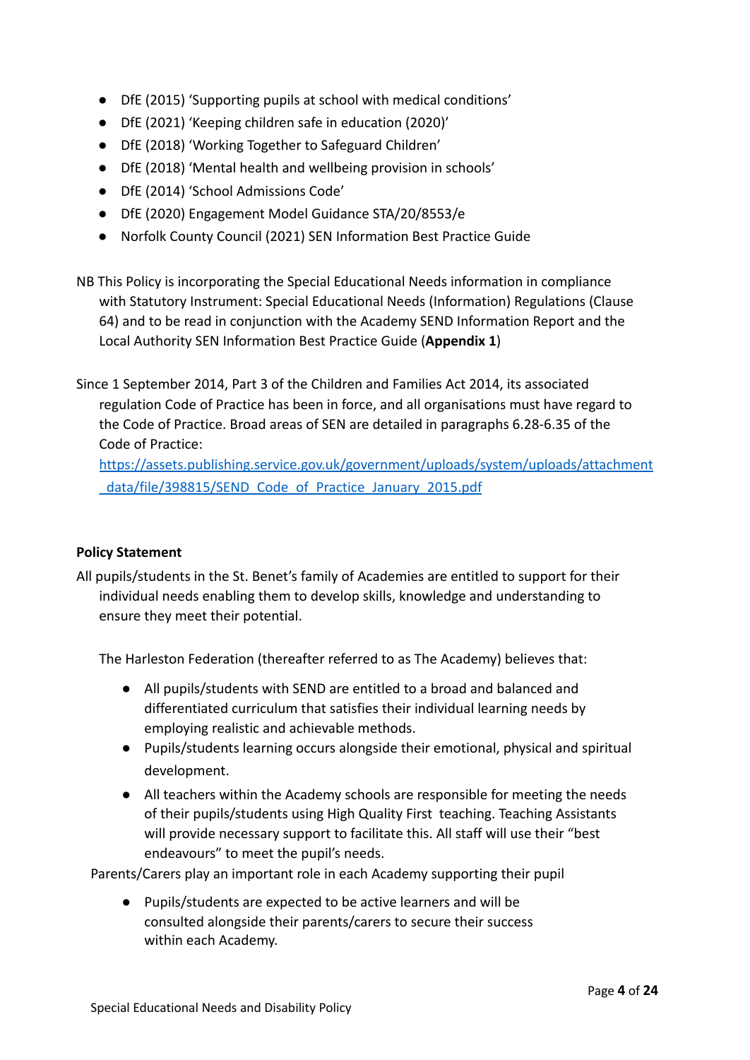- DfE (2015) 'Supporting pupils at school with medical conditions'
- DfE (2021) 'Keeping children safe in education (2020)'
- DfE (2018) 'Working Together to Safeguard Children'
- DfE (2018) 'Mental health and wellbeing provision in schools'
- DfE (2014) 'School Admissions Code'
- DfE (2020) Engagement Model Guidance STA/20/8553/e
- Norfolk County Council (2021) SEN Information Best Practice Guide

NB This Policy is incorporating the Special Educational Needs information in compliance with Statutory Instrument: Special Educational Needs (Information) Regulations (Clause 64) and to be read in conjunction with the Academy SEND Information Report and the Local Authority SEN Information Best Practice Guide (**Appendix 1**)

Since 1 September 2014, Part 3 of the Children and Families Act 2014, its associated regulation Code of Practice has been in force, and all organisations must have regard to the Code of Practice. Broad areas of SEN are detailed in paragraphs 6.28-6.35 of the Code of Practice: [https://assets.publishing.service.gov.uk/government/uploads/system/uploads/attachment_data/file/398815/SEND_Code_of_Practice_January_2015.pdf](https://assets.publishing.service.gov.uk/government/uploads/system/uploads/attachment_data/file/398815/SEND_Code_of_Practice_January_2015.pdf)

**Policy Statement**

All pupils/students in the St. Benet's family of Academies are entitled to support for their individual needs enabling them to develop skills, knowledge and understanding to ensure they meet their potential.

The Harleston Federation (thereafter referred to as The Academy) believes that:

- All pupils/students with SEND are entitled to a broad and balanced and differentiated curriculum that satisfies their individual learning needs by employing realistic and achievable methods.
- Pupils/students learning occurs alongside their emotional, physical and spiritual development.
- All teachers within the Academy schools are responsible for meeting the needs of their pupils/students using High Quality First teaching. Teaching Assistants will provide necessary support to facilitate this. All staff will use their "best endeavours" to meet the pupil's needs.

Parents/Carers play an important role in each Academy supporting their pupil

- Pupils/students are expected to be active learners and will be consulted alongside their parents/carers to secure their success within each Academy.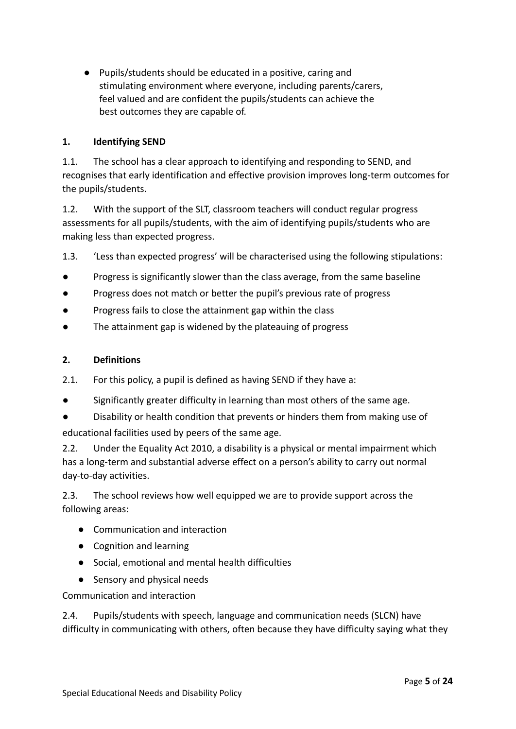- Pupils/students should be educated in a positive, caring and stimulating environment where everyone, including parents/carers, feel valued and are confident the pupils/students can achieve the best outcomes they are capable of.

## 1. Identifying SEND

1.1. The school has a clear approach to identifying and responding to SEND, and recognises that early identification and effective provision improves long-term outcomes for the pupils/students.

1.2. With the support of the SLT, classroom teachers will conduct regular progress assessments for all pupils/students, with the aim of identifying pupils/students who are making less than expected progress.

1.3. 'Less than expected progress' will be characterised using the following stipulations:

- Progress is significantly slower than the class average, from the same baseline
- Progress does not match or better the pupil's previous rate of progress
- Progress fails to close the attainment gap within the class
- The attainment gap is widened by the plateauing of progress

## 2. Definitions

2.1. For this policy, a pupil is defined as having SEND if they have a:

- Significantly greater difficulty in learning than most others of the same age.
- Disability or health condition that prevents or hinders them from making use of educational facilities used by peers of the same age.

2.2. Under the Equality Act 2010, a disability is a physical or mental impairment which has a long-term and substantial adverse effect on a person's ability to carry out normal day-to-day activities.

2.3. The school reviews how well equipped we are to provide support across the following areas:

- Communication and interaction
- Cognition and learning
- Social, emotional and mental health difficulties
- Sensory and physical needs

Communication and interaction

2.4. Pupils/students with speech, language and communication needs (SLCN) have difficulty in communicating with others, often because they have difficulty saying what they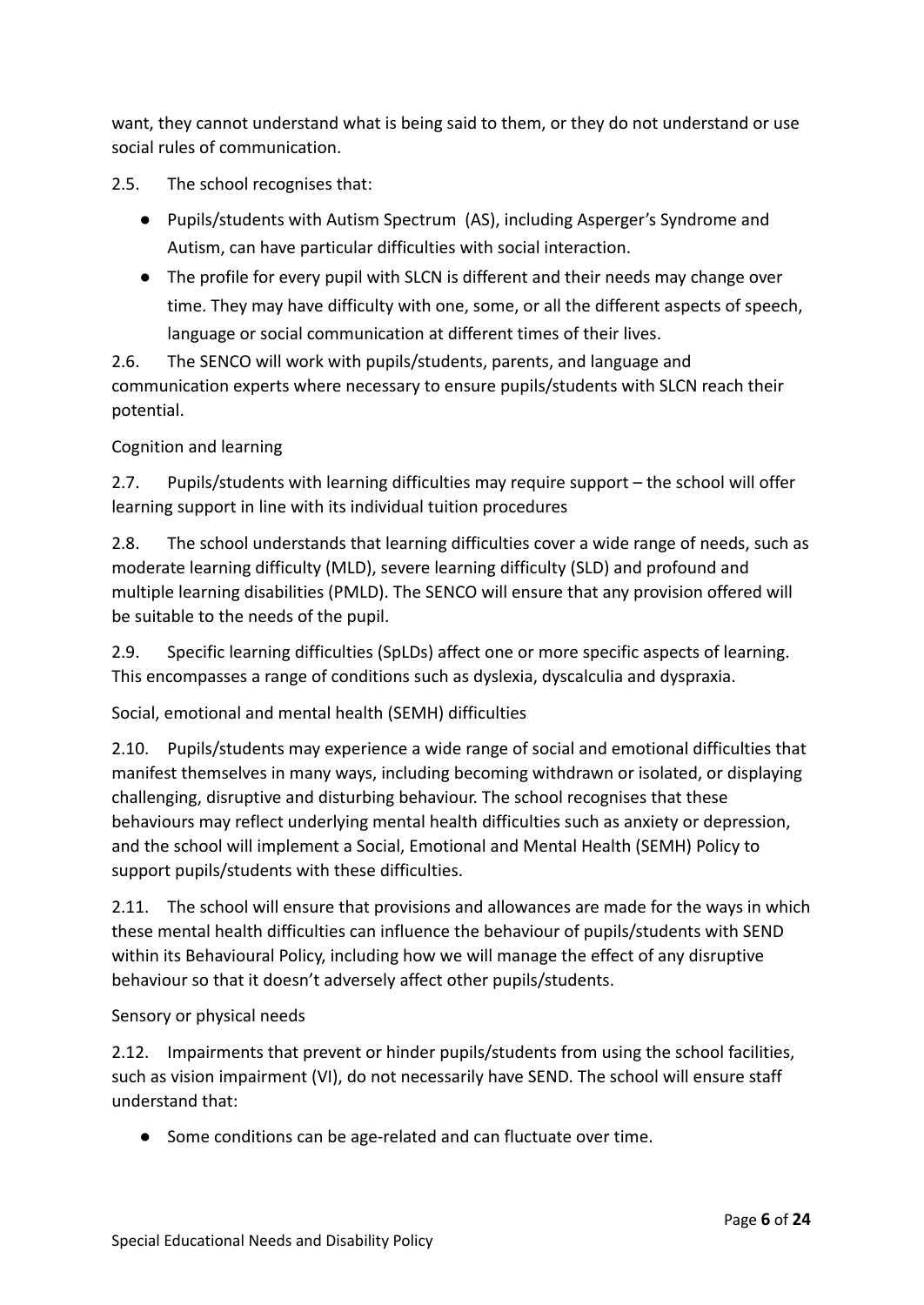want, they cannot understand what is being said to them, or they do not understand or use social rules of communication.

2.5. The school recognises that:

- Pupils/students with Autism Spectrum (AS), including Asperger's Syndrome and Autism, can have particular difficulties with social interaction.
- The profile for every pupil with SLCN is different and their needs may change over time. They may have difficulty with one, some, or all the different aspects of speech, language or social communication at different times of their lives.

2.6. The SENCO will work with pupils/students, parents, and language and communication experts where necessary to ensure pupils/students with SLCN reach their potential.

Cognition and learning

2.7. Pupils/students with learning difficulties may require support – the school will offer learning support in line with its individual tuition procedures

2.8. The school understands that learning difficulties cover a wide range of needs, such as moderate learning difficulty (MLD), severe learning difficulty (SLD) and profound and multiple learning disabilities (PMLD). The SENCO will ensure that any provision offered will be suitable to the needs of the pupil.

2.9. Specific learning difficulties (SpLDs) affect one or more specific aspects of learning. This encompasses a range of conditions such as dyslexia, dyscalculia and dyspraxia.

Social, emotional and mental health (SEMH) difficulties

2.10. Pupils/students may experience a wide range of social and emotional difficulties that manifest themselves in many ways, including becoming withdrawn or isolated, or displaying challenging, disruptive and disturbing behaviour. The school recognises that these behaviours may reflect underlying mental health difficulties such as anxiety or depression, and the school will implement a Social, Emotional and Mental Health (SEMH) Policy to support pupils/students with these difficulties.

2.11. The school will ensure that provisions and allowances are made for the ways in which these mental health difficulties can influence the behaviour of pupils/students with SEND within its Behavioural Policy, including how we will manage the effect of any disruptive behaviour so that it doesn't adversely affect other pupils/students.

Sensory or physical needs

2.12. Impairments that prevent or hinder pupils/students from using the school facilities, such as vision impairment (VI), do not necessarily have SEND. The school will ensure staff understand that:

- Some conditions can be age-related and can fluctuate over time.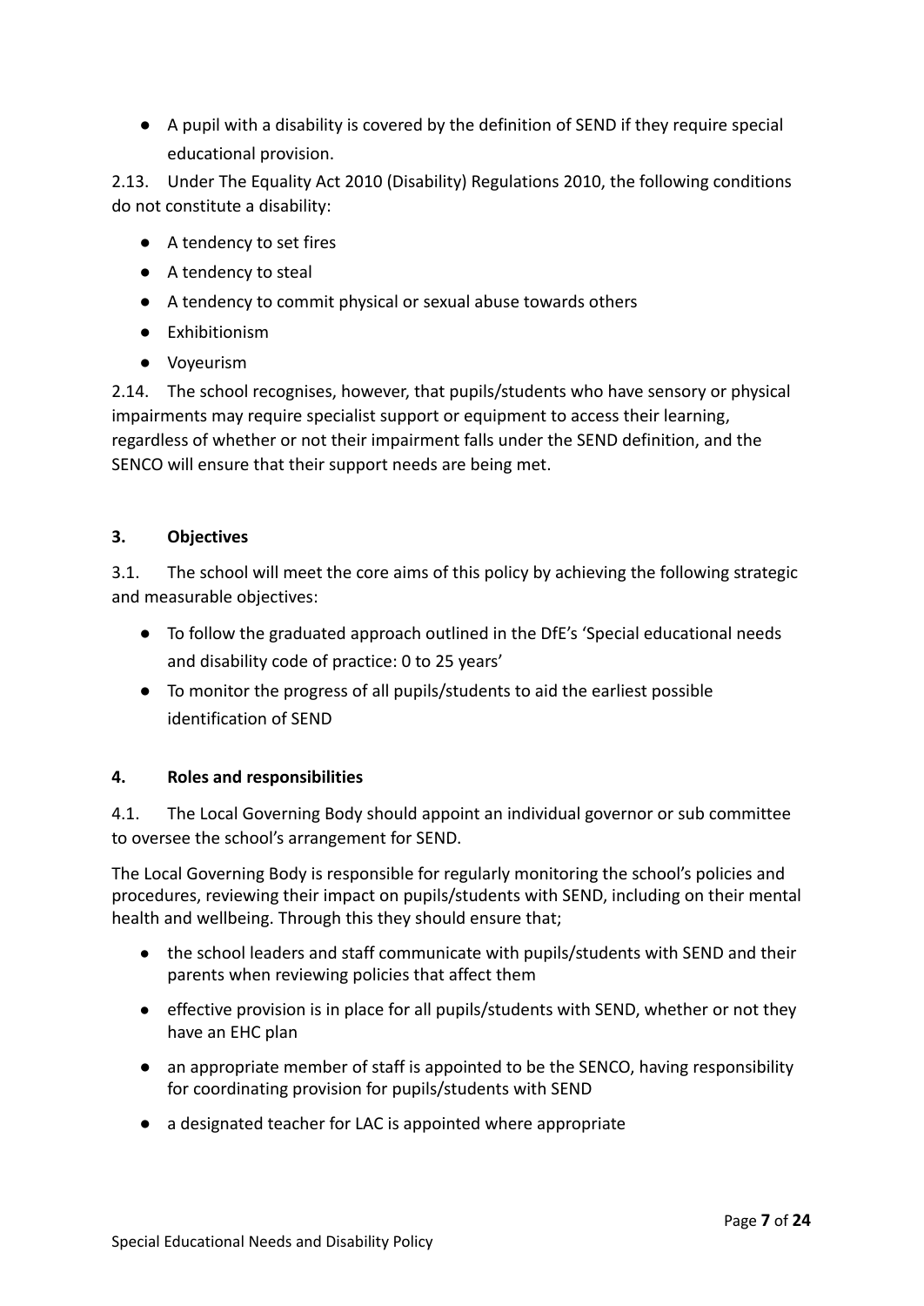- A pupil with a disability is covered by the definition of SEND if they require special educational provision.

2.13. Under The Equality Act 2010 (Disability) Regulations 2010, the following conditions do not constitute a disability:

- A tendency to set fires
- A tendency to steal
- A tendency to commit physical or sexual abuse towards others
- Exhibitionism
- Voyeurism

2.14. The school recognises, however, that pupils/students who have sensory or physical impairments may require specialist support or equipment to access their learning, regardless of whether or not their impairment falls under the SEND definition, and the SENCO will ensure that their support needs are being met.

## 3. Objectives

3.1. The school will meet the core aims of this policy by achieving the following strategic and measurable objectives:

- To follow the graduated approach outlined in the DfE's 'Special educational needs and disability code of practice: 0 to 25 years'
- To monitor the progress of all pupils/students to aid the earliest possible identification of SEND

## 4. Roles and responsibilities

4.1. The Local Governing Body should appoint an individual governor or sub committee to oversee the school's arrangement for SEND.

The Local Governing Body is responsible for regularly monitoring the school's policies and procedures, reviewing their impact on pupils/students with SEND, including on their mental health and wellbeing. Through this they should ensure that;

- the school leaders and staff communicate with pupils/students with SEND and their parents when reviewing policies that affect them
- effective provision is in place for all pupils/students with SEND, whether or not they have an EHC plan
- an appropriate member of staff is appointed to be the SENCO, having responsibility for coordinating provision for pupils/students with SEND
- a designated teacher for LAC is appointed where appropriate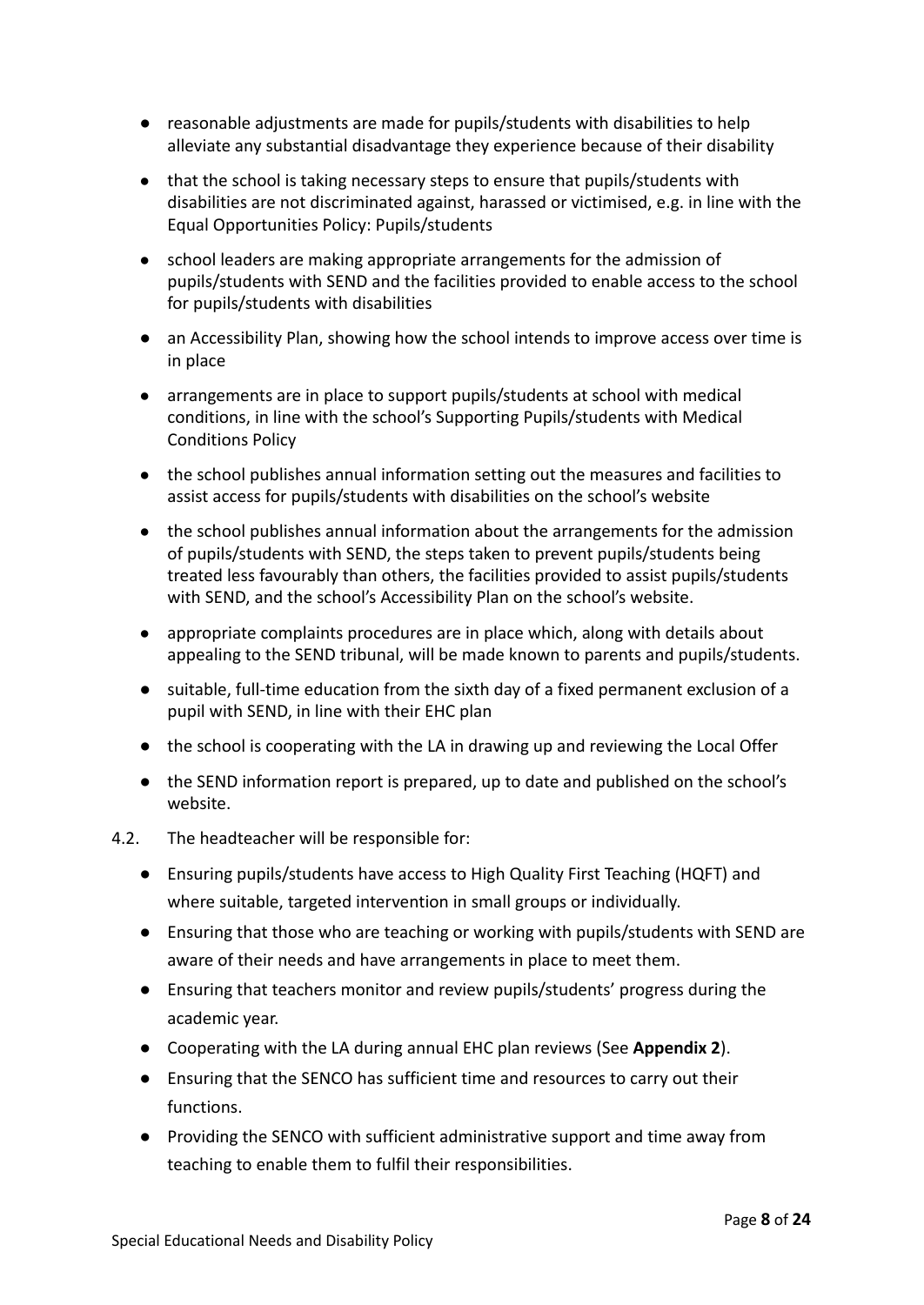- reasonable adjustments are made for pupils/students with disabilities to help alleviate any substantial disadvantage they experience because of their disability
- that the school is taking necessary steps to ensure that pupils/students with disabilities are not discriminated against, harassed or victimised, e.g. in line with the Equal Opportunities Policy: Pupils/students
- school leaders are making appropriate arrangements for the admission of pupils/students with SEND and the facilities provided to enable access to the school for pupils/students with disabilities
- an Accessibility Plan, showing how the school intends to improve access over time is in place
- arrangements are in place to support pupils/students at school with medical conditions, in line with the school's Supporting Pupils/students with Medical Conditions Policy
- the school publishes annual information setting out the measures and facilities to assist access for pupils/students with disabilities on the school's website
- the school publishes annual information about the arrangements for the admission of pupils/students with SEND, the steps taken to prevent pupils/students being treated less favourably than others, the facilities provided to assist pupils/students with SEND, and the school's Accessibility Plan on the school's website.
- appropriate complaints procedures are in place which, along with details about appealing to the SEND tribunal, will be made known to parents and pupils/students.
- suitable, full-time education from the sixth day of a fixed permanent exclusion of a pupil with SEND, in line with their EHC plan
- the school is cooperating with the LA in drawing up and reviewing the Local Offer
- the SEND information report is prepared, up to date and published on the school's website.

4.2. The headteacher will be responsible for:

- Ensuring pupils/students have access to High Quality First Teaching (HQFT) and where suitable, targeted intervention in small groups or individually.
- Ensuring that those who are teaching or working with pupils/students with SEND are aware of their needs and have arrangements in place to meet them.
- Ensuring that teachers monitor and review pupils/students' progress during the academic year.
- Cooperating with the LA during annual EHC plan reviews (See **Appendix 2**).
- Ensuring that the SENCO has sufficient time and resources to carry out their functions.
- Providing the SENCO with sufficient administrative support and time away from teaching to enable them to fulfil their responsibilities.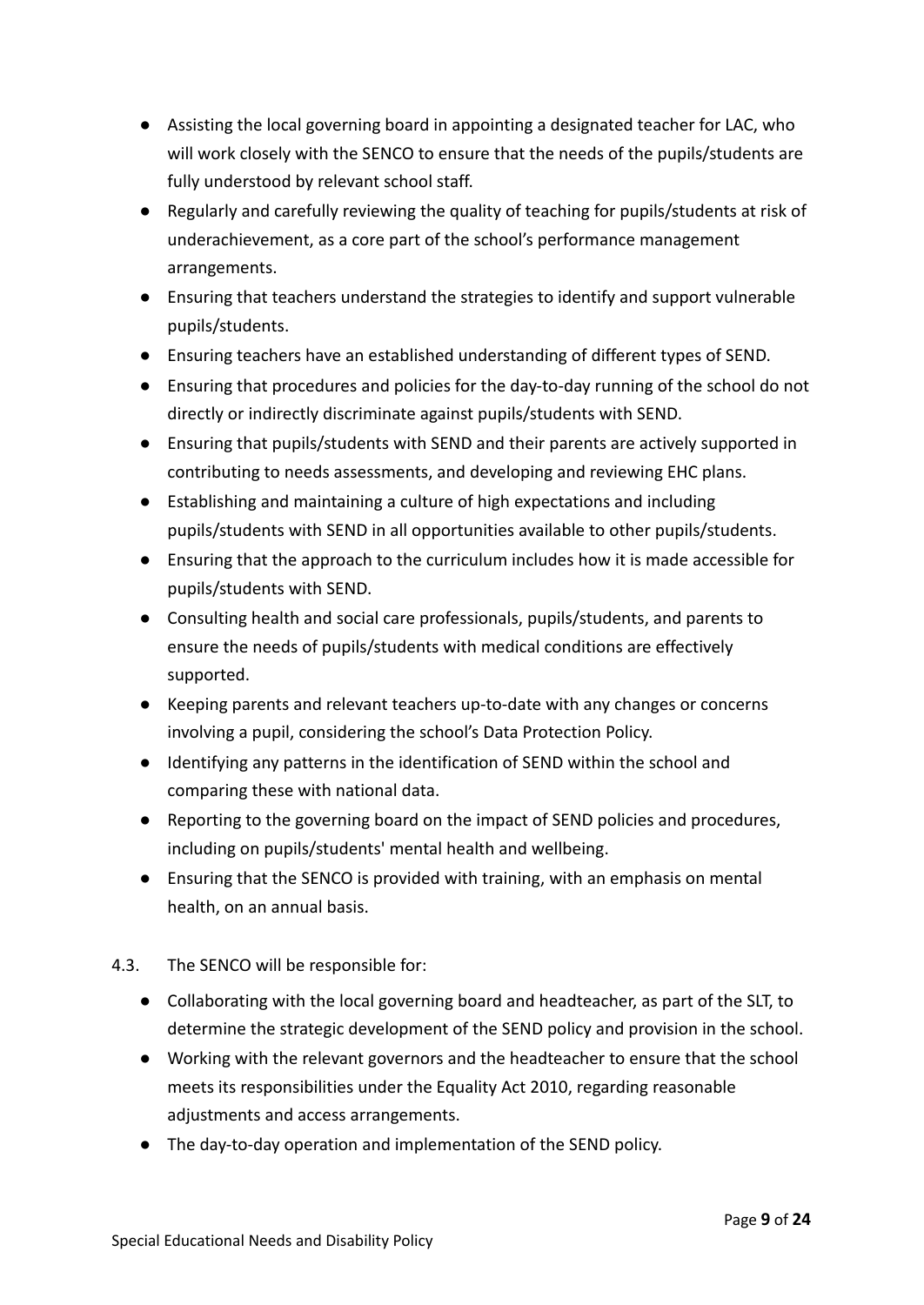- Assisting the local governing board in appointing a designated teacher for LAC, who will work closely with the SENCO to ensure that the needs of the pupils/students are fully understood by relevant school staff.
- Regularly and carefully reviewing the quality of teaching for pupils/students at risk of underachievement, as a core part of the school's performance management arrangements.
- Ensuring that teachers understand the strategies to identify and support vulnerable pupils/students.
- Ensuring teachers have an established understanding of different types of SEND.
- Ensuring that procedures and policies for the day-to-day running of the school do not directly or indirectly discriminate against pupils/students with SEND.
- Ensuring that pupils/students with SEND and their parents are actively supported in contributing to needs assessments, and developing and reviewing EHC plans.
- Establishing and maintaining a culture of high expectations and including pupils/students with SEND in all opportunities available to other pupils/students.
- Ensuring that the approach to the curriculum includes how it is made accessible for pupils/students with SEND.
- Consulting health and social care professionals, pupils/students, and parents to ensure the needs of pupils/students with medical conditions are effectively supported.
- Keeping parents and relevant teachers up-to-date with any changes or concerns involving a pupil, considering the school's Data Protection Policy.
- Identifying any patterns in the identification of SEND within the school and comparing these with national data.
- Reporting to the governing board on the impact of SEND policies and procedures, including on pupils/students' mental health and wellbeing.
- Ensuring that the SENCO is provided with training, with an emphasis on mental health, on an annual basis.

4.3. The SENCO will be responsible for:

- Collaborating with the local governing board and headteacher, as part of the SLT, to determine the strategic development of the SEND policy and provision in the school.
- Working with the relevant governors and the headteacher to ensure that the school meets its responsibilities under the Equality Act 2010, regarding reasonable adjustments and access arrangements.
- The day-to-day operation and implementation of the SEND policy.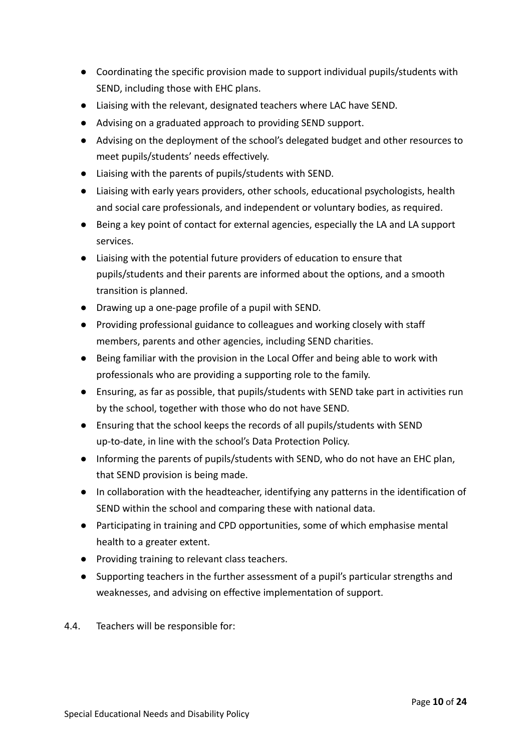- Coordinating the specific provision made to support individual pupils/students with SEND, including those with EHC plans.
- Liaising with the relevant, designated teachers where LAC have SEND.
- Advising on a graduated approach to providing SEND support.
- Advising on the deployment of the school's delegated budget and other resources to meet pupils/students' needs effectively.
- Liaising with the parents of pupils/students with SEND.
- Liaising with early years providers, other schools, educational psychologists, health and social care professionals, and independent or voluntary bodies, as required.
- Being a key point of contact for external agencies, especially the LA and LA support services.
- Liaising with the potential future providers of education to ensure that pupils/students and their parents are informed about the options, and a smooth transition is planned.
- Drawing up a one-page profile of a pupil with SEND.
- Providing professional guidance to colleagues and working closely with staff members, parents and other agencies, including SEND charities.
- Being familiar with the provision in the Local Offer and being able to work with professionals who are providing a supporting role to the family.
- Ensuring, as far as possible, that pupils/students with SEND take part in activities run by the school, together with those who do not have SEND.
- Ensuring that the school keeps the records of all pupils/students with SEND up-to-date, in line with the school's Data Protection Policy.
- Informing the parents of pupils/students with SEND, who do not have an EHC plan, that SEND provision is being made.
- In collaboration with the headteacher, identifying any patterns in the identification of SEND within the school and comparing these with national data.
- Participating in training and CPD opportunities, some of which emphasise mental health to a greater extent.
- Providing training to relevant class teachers.
- Supporting teachers in the further assessment of a pupil's particular strengths and weaknesses, and advising on effective implementation of support.

4.4. Teachers will be responsible for: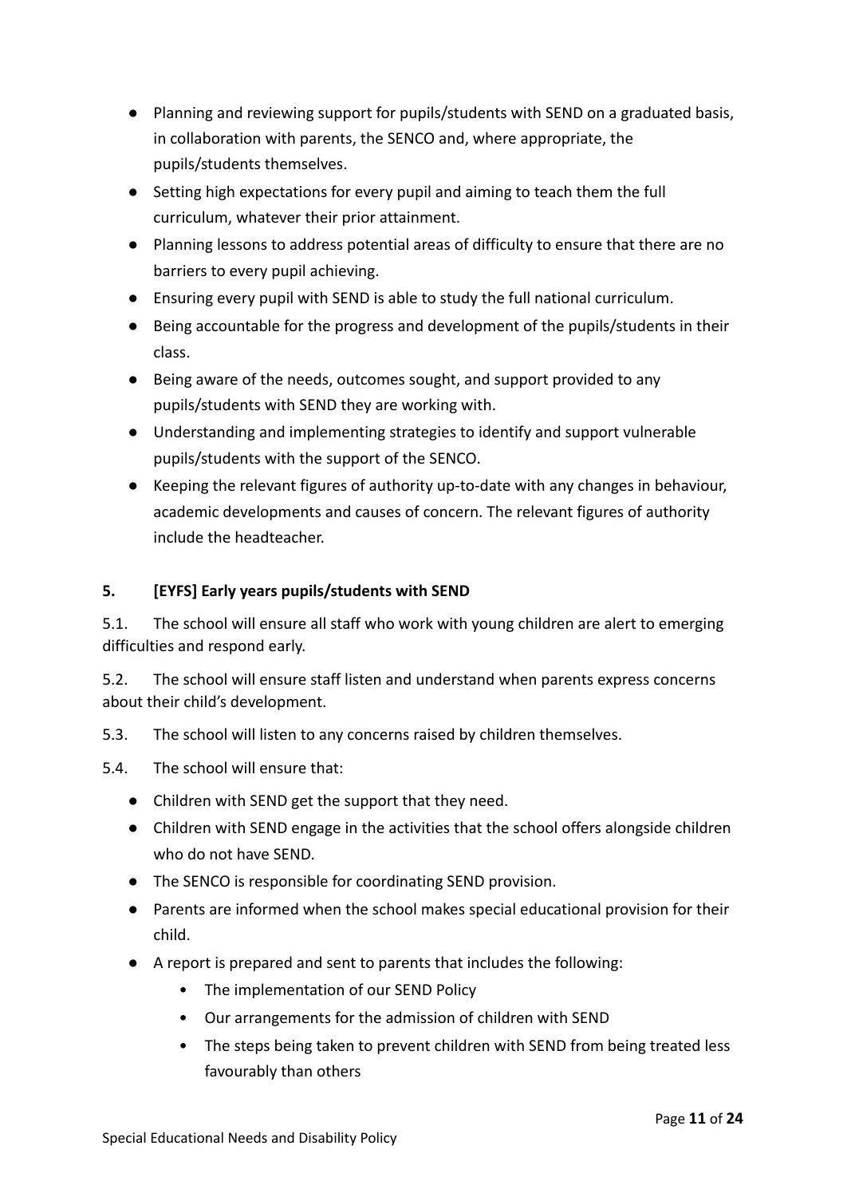- Planning and reviewing support for pupils/students with SEND on a graduated basis, in collaboration with parents, the SENCO and, where appropriate, the pupils/students themselves.
- Setting high expectations for every pupil and aiming to teach them the full curriculum, whatever their prior attainment.
- Planning lessons to address potential areas of difficulty to ensure that there are no barriers to every pupil achieving.
- Ensuring every pupil with SEND is able to study the full national curriculum.
- Being accountable for the progress and development of the pupils/students in their class.
- Being aware of the needs, outcomes sought, and support provided to any pupils/students with SEND they are working with.
- Understanding and implementing strategies to identify and support vulnerable pupils/students with the support of the SENCO.
- Keeping the relevant figures of authority up-to-date with any changes in behaviour, academic developments and causes of concern. The relevant figures of authority include the headteacher.

## 5. [EYFS] Early years pupils/students with SEND

5.1. The school will ensure all staff who work with young children are alert to emerging difficulties and respond early.

5.2. The school will ensure staff listen and understand when parents express concerns about their child's development.

5.3. The school will listen to any concerns raised by children themselves.

5.4. The school will ensure that:

- Children with SEND get the support that they need.
- Children with SEND engage in the activities that the school offers alongside children who do not have SEND.
- The SENCO is responsible for coordinating SEND provision.
- Parents are informed when the school makes special educational provision for their child.
- A report is prepared and sent to parents that includes the following:
    - The implementation of our SEND Policy
    - Our arrangements for the admission of children with SEND
    - The steps being taken to prevent children with SEND from being treated less favourably than others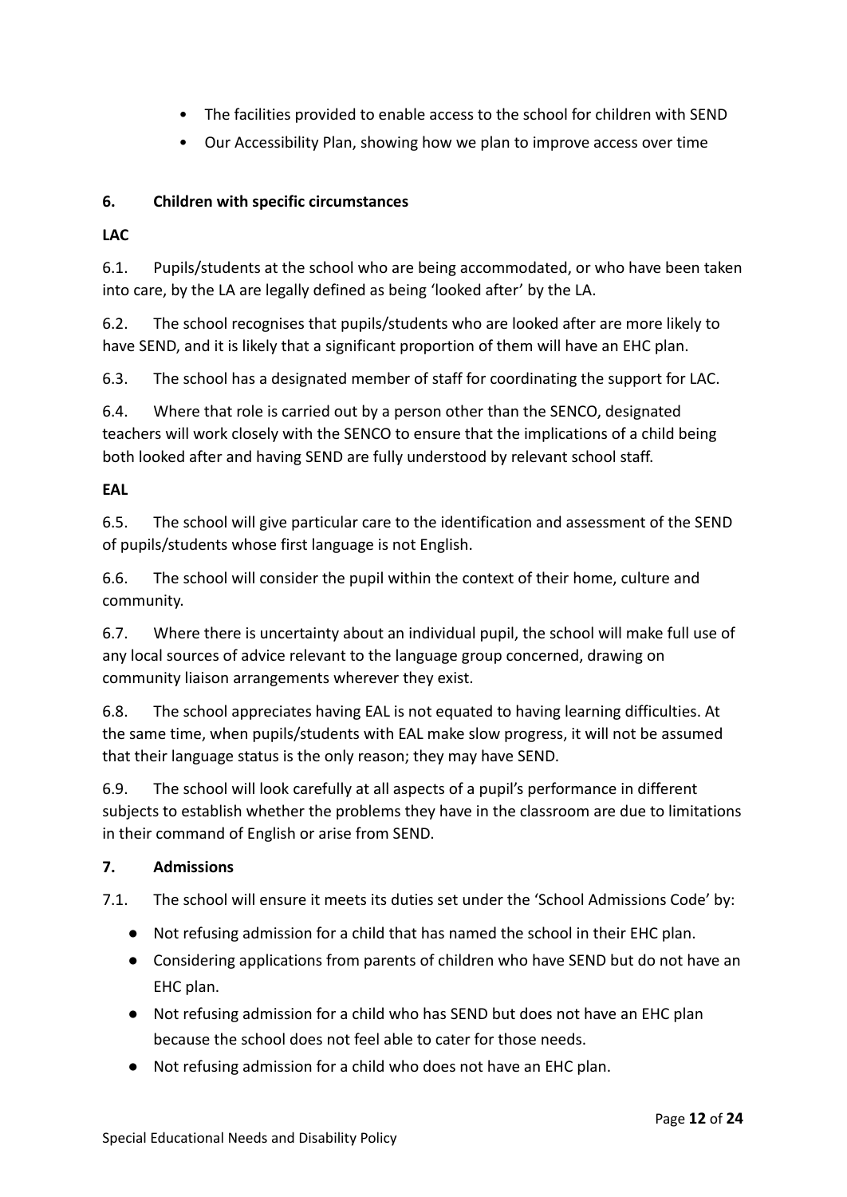- The facilities provided to enable access to the school for children with SEND
- Our Accessibility Plan, showing how we plan to improve access over time

## 6. Children with specific circumstances

**LAC**

6.1. Pupils/students at the school who are being accommodated, or who have been taken into care, by the LA are legally defined as being 'looked after' by the LA.

6.2. The school recognises that pupils/students who are looked after are more likely to have SEND, and it is likely that a significant proportion of them will have an EHC plan.

6.3. The school has a designated member of staff for coordinating the support for LAC.

6.4. Where that role is carried out by a person other than the SENCO, designated teachers will work closely with the SENCO to ensure that the implications of a child being both looked after and having SEND are fully understood by relevant school staff.

**EAL**

6.5. The school will give particular care to the identification and assessment of the SEND of pupils/students whose first language is not English.

6.6. The school will consider the pupil within the context of their home, culture and community.

6.7. Where there is uncertainty about an individual pupil, the school will make full use of any local sources of advice relevant to the language group concerned, drawing on community liaison arrangements wherever they exist.

6.8. The school appreciates having EAL is not equated to having learning difficulties. At the same time, when pupils/students with EAL make slow progress, it will not be assumed that their language status is the only reason; they may have SEND.

6.9. The school will look carefully at all aspects of a pupil's performance in different subjects to establish whether the problems they have in the classroom are due to limitations in their command of English or arise from SEND.

## 7. Admissions

7.1. The school will ensure it meets its duties set under the 'School Admissions Code' by:

- Not refusing admission for a child that has named the school in their EHC plan.
- Considering applications from parents of children who have SEND but do not have an EHC plan.
- Not refusing admission for a child who has SEND but does not have an EHC plan because the school does not feel able to cater for those needs.
- Not refusing admission for a child who does not have an EHC plan.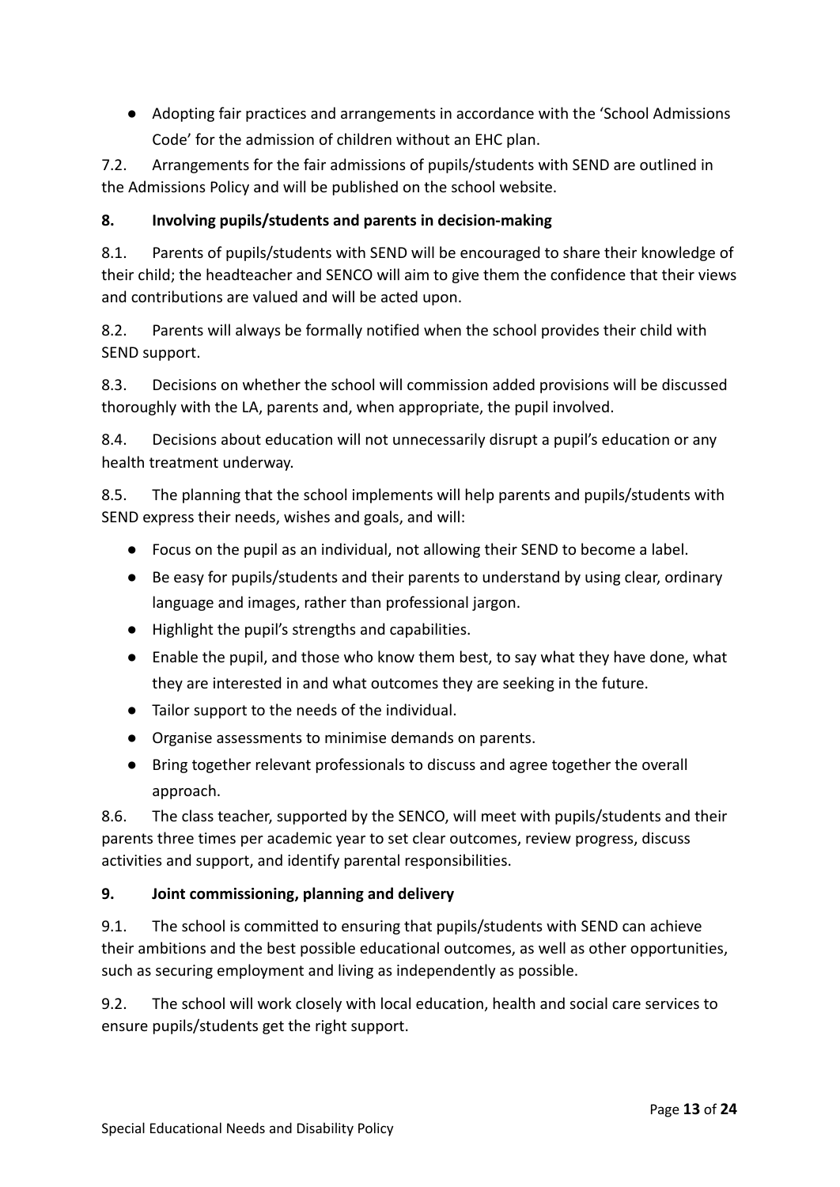- Adopting fair practices and arrangements in accordance with the 'School Admissions Code' for the admission of children without an EHC plan.

7.2. Arrangements for the fair admissions of pupils/students with SEND are outlined in the Admissions Policy and will be published on the school website.

**8. Involving pupils/students and parents in decision-making**

8.1. Parents of pupils/students with SEND will be encouraged to share their knowledge of their child; the headteacher and SENCO will aim to give them the confidence that their views and contributions are valued and will be acted upon.

8.2. Parents will always be formally notified when the school provides their child with SEND support.

8.3. Decisions on whether the school will commission added provisions will be discussed thoroughly with the LA, parents and, when appropriate, the pupil involved.

8.4. Decisions about education will not unnecessarily disrupt a pupil's education or any health treatment underway.

8.5. The planning that the school implements will help parents and pupils/students with SEND express their needs, wishes and goals, and will:

- Focus on the pupil as an individual, not allowing their SEND to become a label.
- Be easy for pupils/students and their parents to understand by using clear, ordinary language and images, rather than professional jargon.
- Highlight the pupil's strengths and capabilities.
- Enable the pupil, and those who know them best, to say what they have done, what they are interested in and what outcomes they are seeking in the future.
- Tailor support to the needs of the individual.
- Organise assessments to minimise demands on parents.
- Bring together relevant professionals to discuss and agree together the overall approach.

8.6. The class teacher, supported by the SENCO, will meet with pupils/students and their parents three times per academic year to set clear outcomes, review progress, discuss activities and support, and identify parental responsibilities.

**9. Joint commissioning, planning and delivery**

9.1. The school is committed to ensuring that pupils/students with SEND can achieve their ambitions and the best possible educational outcomes, as well as other opportunities, such as securing employment and living as independently as possible.

9.2. The school will work closely with local education, health and social care services to ensure pupils/students get the right support.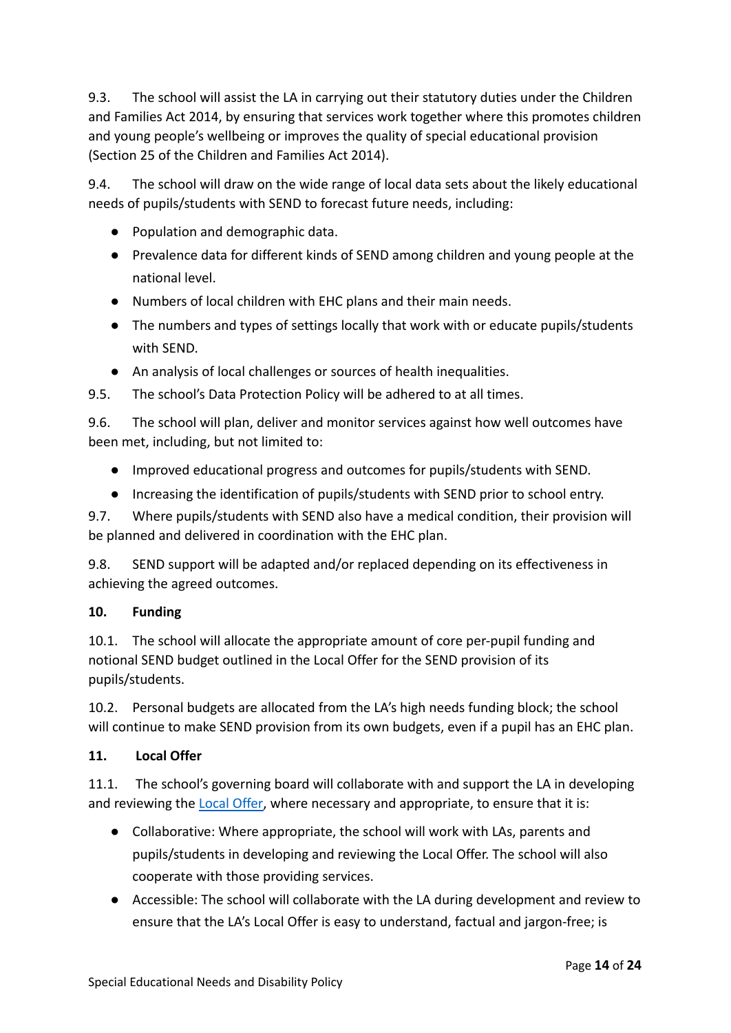9.3. The school will assist the LA in carrying out their statutory duties under the Children and Families Act 2014, by ensuring that services work together where this promotes children and young people's wellbeing or improves the quality of special educational provision (Section 25 of the Children and Families Act 2014).

9.4. The school will draw on the wide range of local data sets about the likely educational needs of pupils/students with SEND to forecast future needs, including:

- Population and demographic data.
- Prevalence data for different kinds of SEND among children and young people at the national level.
- Numbers of local children with EHC plans and their main needs.
- The numbers and types of settings locally that work with or educate pupils/students with SEND.
- An analysis of local challenges or sources of health inequalities.

9.5. The school's Data Protection Policy will be adhered to at all times.

9.6. The school will plan, deliver and monitor services against how well outcomes have been met, including, but not limited to:

- Improved educational progress and outcomes for pupils/students with SEND.
- Increasing the identification of pupils/students with SEND prior to school entry.

9.7. Where pupils/students with SEND also have a medical condition, their provision will be planned and delivered in coordination with the EHC plan.

9.8. SEND support will be adapted and/or replaced depending on its effectiveness in achieving the agreed outcomes.

**10. Funding**

10.1. The school will allocate the appropriate amount of core per-pupil funding and notional SEND budget outlined in the Local Offer for the SEND provision of its pupils/students.

10.2. Personal budgets are allocated from the LA's high needs funding block; the school will continue to make SEND provision from its own budgets, even if a pupil has an EHC plan.

**11. Local Offer**

11.1. The school's governing board will collaborate with and support the LA in developing and reviewing the Local Offer, where necessary and appropriate, to ensure that it is:

- Collaborative: Where appropriate, the school will work with LAs, parents and pupils/students in developing and reviewing the Local Offer. The school will also cooperate with those providing services.
- Accessible: The school will collaborate with the LA during development and review to ensure that the LA's Local Offer is easy to understand, factual and jargon-free; is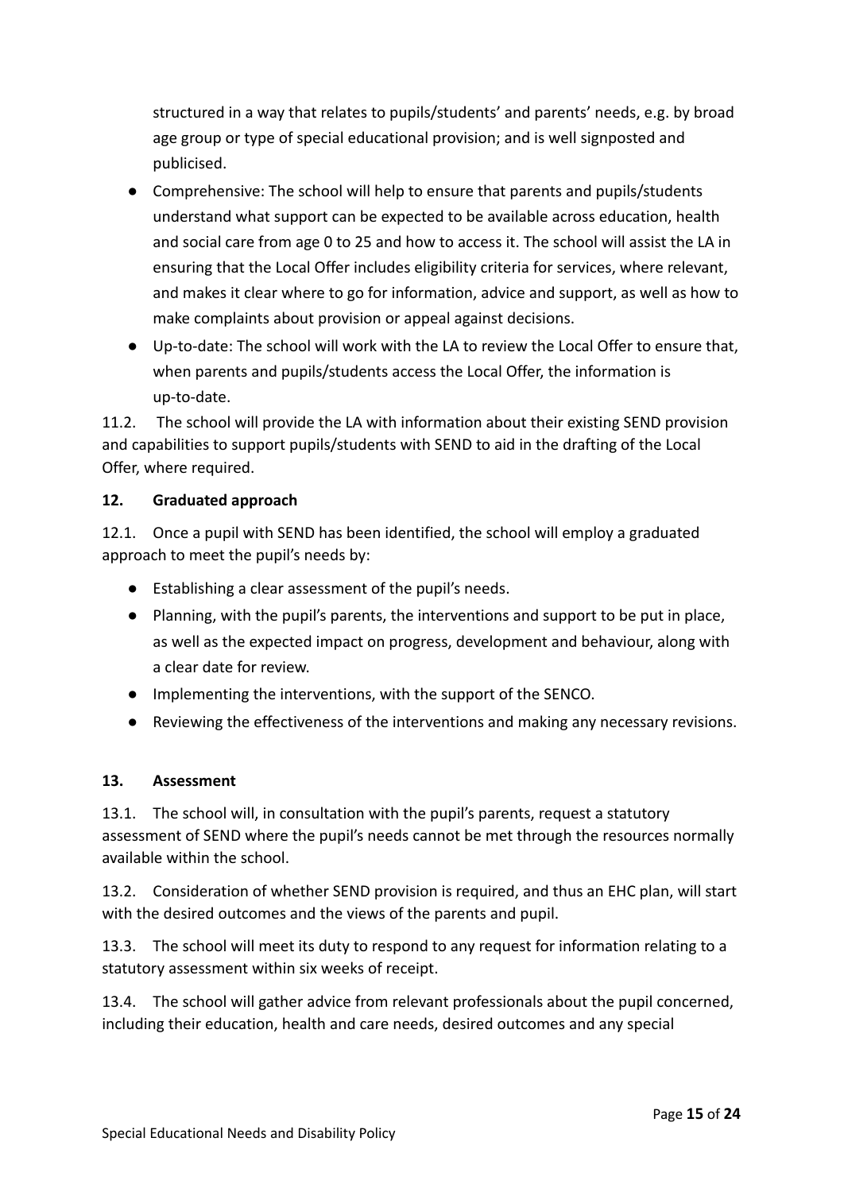structured in a way that relates to pupils/students' and parents' needs, e.g. by broad age group or type of special educational provision; and is well signposted and publicised.

- Comprehensive: The school will help to ensure that parents and pupils/students understand what support can be expected to be available across education, health and social care from age 0 to 25 and how to access it. The school will assist the LA in ensuring that the Local Offer includes eligibility criteria for services, where relevant, and makes it clear where to go for information, advice and support, as well as how to make complaints about provision or appeal against decisions.
- Up-to-date: The school will work with the LA to review the Local Offer to ensure that, when parents and pupils/students access the Local Offer, the information is up-to-date.

11.2. The school will provide the LA with information about their existing SEND provision and capabilities to support pupils/students with SEND to aid in the drafting of the Local Offer, where required.

**12. Graduated approach**

12.1. Once a pupil with SEND has been identified, the school will employ a graduated approach to meet the pupil's needs by:

- Establishing a clear assessment of the pupil's needs.
- Planning, with the pupil's parents, the interventions and support to be put in place, as well as the expected impact on progress, development and behaviour, along with a clear date for review.
- Implementing the interventions, with the support of the SENCO.
- Reviewing the effectiveness of the interventions and making any necessary revisions.

**13. Assessment**

13.1. The school will, in consultation with the pupil's parents, request a statutory assessment of SEND where the pupil's needs cannot be met through the resources normally available within the school.

13.2. Consideration of whether SEND provision is required, and thus an EHC plan, will start with the desired outcomes and the views of the parents and pupil.

13.3. The school will meet its duty to respond to any request for information relating to a statutory assessment within six weeks of receipt.

13.4. The school will gather advice from relevant professionals about the pupil concerned, including their education, health and care needs, desired outcomes and any special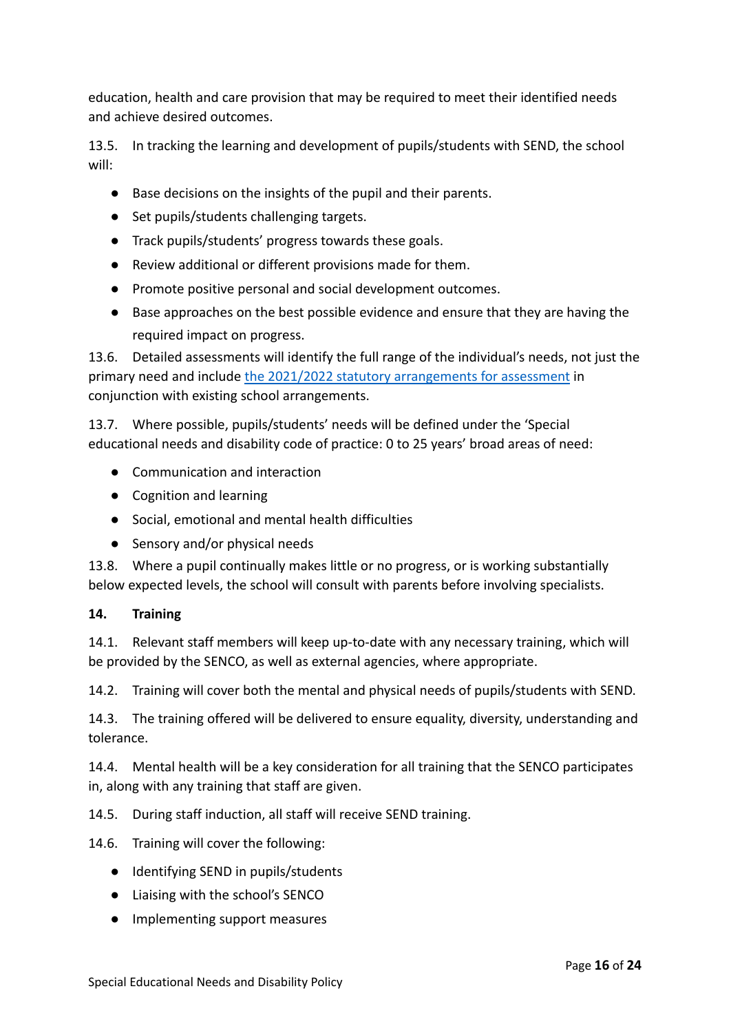education, health and care provision that may be required to meet their identified needs and achieve desired outcomes.

13.5. In tracking the learning and development of pupils/students with SEND, the school will:

- Base decisions on the insights of the pupil and their parents.
- Set pupils/students challenging targets.
- Track pupils/students' progress towards these goals.
- Review additional or different provisions made for them.
- Promote positive personal and social development outcomes.
- Base approaches on the best possible evidence and ensure that they are having the required impact on progress.

13.6. Detailed assessments will identify the full range of the individual's needs, not just the primary need and include [the 2021/2022 statutory arrangements for assessment] in conjunction with existing school arrangements.

13.7. Where possible, pupils/students' needs will be defined under the 'Special educational needs and disability code of practice: 0 to 25 years' broad areas of need:

- Communication and interaction
- Cognition and learning
- Social, emotional and mental health difficulties
- Sensory and/or physical needs

13.8. Where a pupil continually makes little or no progress, or is working substantially below expected levels, the school will consult with parents before involving specialists.

## 14. Training

14.1. Relevant staff members will keep up-to-date with any necessary training, which will be provided by the SENCO, as well as external agencies, where appropriate.

14.2. Training will cover both the mental and physical needs of pupils/students with SEND.

14.3. The training offered will be delivered to ensure equality, diversity, understanding and tolerance.

14.4. Mental health will be a key consideration for all training that the SENCO participates in, along with any training that staff are given.

14.5. During staff induction, all staff will receive SEND training.

14.6. Training will cover the following:

- Identifying SEND in pupils/students
- Liaising with the school's SENCO
- Implementing support measures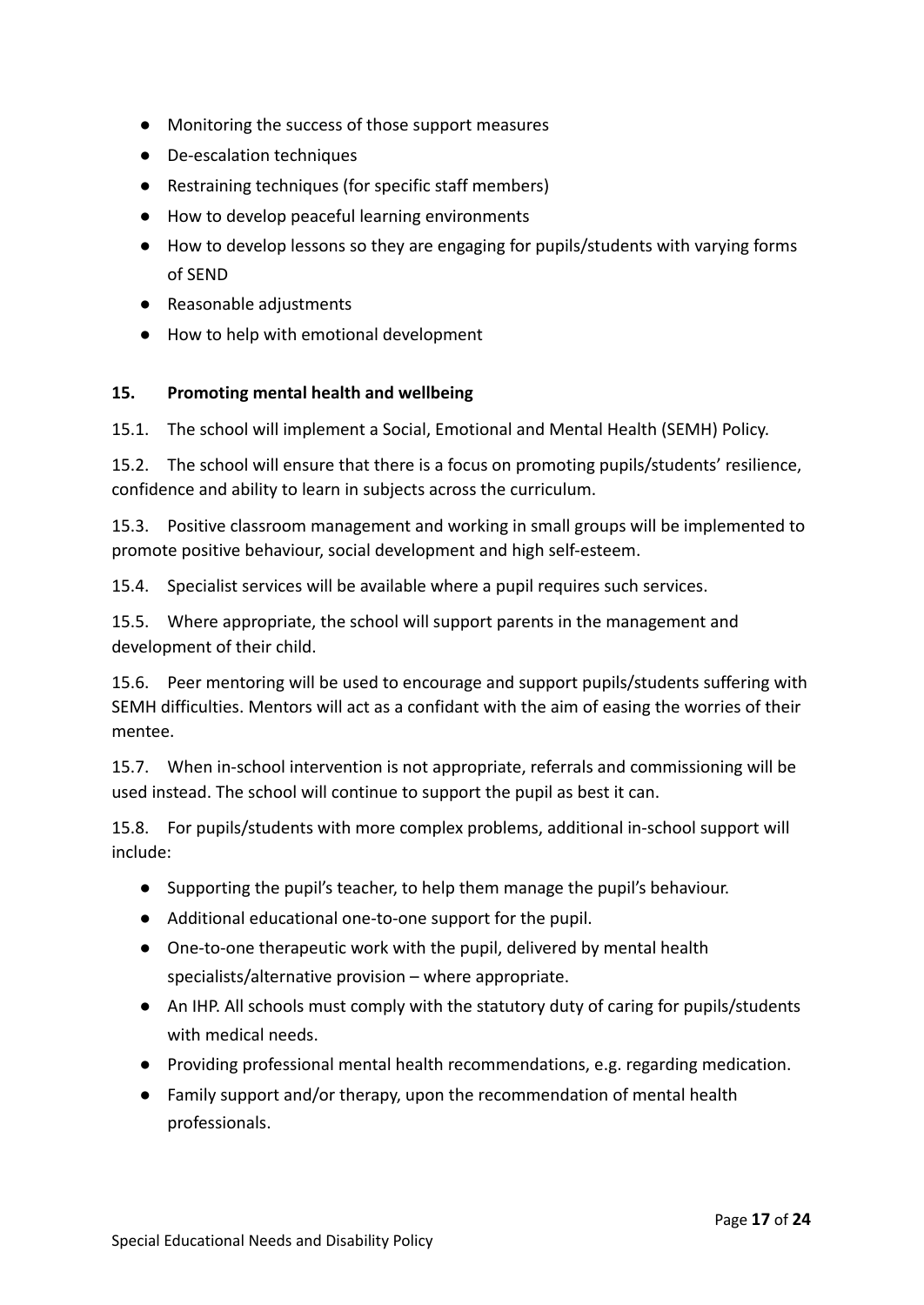- Monitoring the success of those support measures
- De-escalation techniques
- Restraining techniques (for specific staff members)
- How to develop peaceful learning environments
- How to develop lessons so they are engaging for pupils/students with varying forms of SEND
- Reasonable adjustments
- How to help with emotional development

## 15. Promoting mental health and wellbeing

15.1. The school will implement a Social, Emotional and Mental Health (SEMH) Policy.

15.2. The school will ensure that there is a focus on promoting pupils/students' resilience, confidence and ability to learn in subjects across the curriculum.

15.3. Positive classroom management and working in small groups will be implemented to promote positive behaviour, social development and high self-esteem.

15.4. Specialist services will be available where a pupil requires such services.

15.5. Where appropriate, the school will support parents in the management and development of their child.

15.6. Peer mentoring will be used to encourage and support pupils/students suffering with SEMH difficulties. Mentors will act as a confidant with the aim of easing the worries of their mentee.

15.7. When in-school intervention is not appropriate, referrals and commissioning will be used instead. The school will continue to support the pupil as best it can.

15.8. For pupils/students with more complex problems, additional in-school support will include:

- Supporting the pupil's teacher, to help them manage the pupil's behaviour.
- Additional educational one-to-one support for the pupil.
- One-to-one therapeutic work with the pupil, delivered by mental health specialists/alternative provision – where appropriate.
- An IHP. All schools must comply with the statutory duty of caring for pupils/students with medical needs.
- Providing professional mental health recommendations, e.g. regarding medication.
- Family support and/or therapy, upon the recommendation of mental health professionals.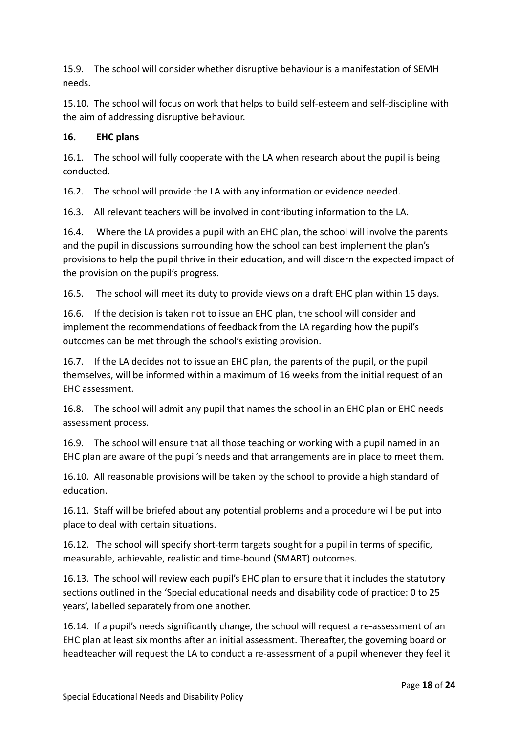15.9. The school will consider whether disruptive behaviour is a manifestation of SEMH needs.

15.10. The school will focus on work that helps to build self-esteem and self-discipline with the aim of addressing disruptive behaviour.

**16. EHC plans**

16.1. The school will fully cooperate with the LA when research about the pupil is being conducted.

16.2. The school will provide the LA with any information or evidence needed.

16.3. All relevant teachers will be involved in contributing information to the LA.

16.4. Where the LA provides a pupil with an EHC plan, the school will involve the parents and the pupil in discussions surrounding how the school can best implement the plan's provisions to help the pupil thrive in their education, and will discern the expected impact of the provision on the pupil's progress.

16.5. The school will meet its duty to provide views on a draft EHC plan within 15 days.

16.6. If the decision is taken not to issue an EHC plan, the school will consider and implement the recommendations of feedback from the LA regarding how the pupil's outcomes can be met through the school's existing provision.

16.7. If the LA decides not to issue an EHC plan, the parents of the pupil, or the pupil themselves, will be informed within a maximum of 16 weeks from the initial request of an EHC assessment.

16.8. The school will admit any pupil that names the school in an EHC plan or EHC needs assessment process.

16.9. The school will ensure that all those teaching or working with a pupil named in an EHC plan are aware of the pupil's needs and that arrangements are in place to meet them.

16.10. All reasonable provisions will be taken by the school to provide a high standard of education.

16.11. Staff will be briefed about any potential problems and a procedure will be put into place to deal with certain situations.

16.12. The school will specify short-term targets sought for a pupil in terms of specific, measurable, achievable, realistic and time-bound (SMART) outcomes.

16.13. The school will review each pupil's EHC plan to ensure that it includes the statutory sections outlined in the 'Special educational needs and disability code of practice: 0 to 25 years', labelled separately from one another.

16.14. If a pupil's needs significantly change, the school will request a re-assessment of an EHC plan at least six months after an initial assessment. Thereafter, the governing board or headteacher will request the LA to conduct a re-assessment of a pupil whenever they feel it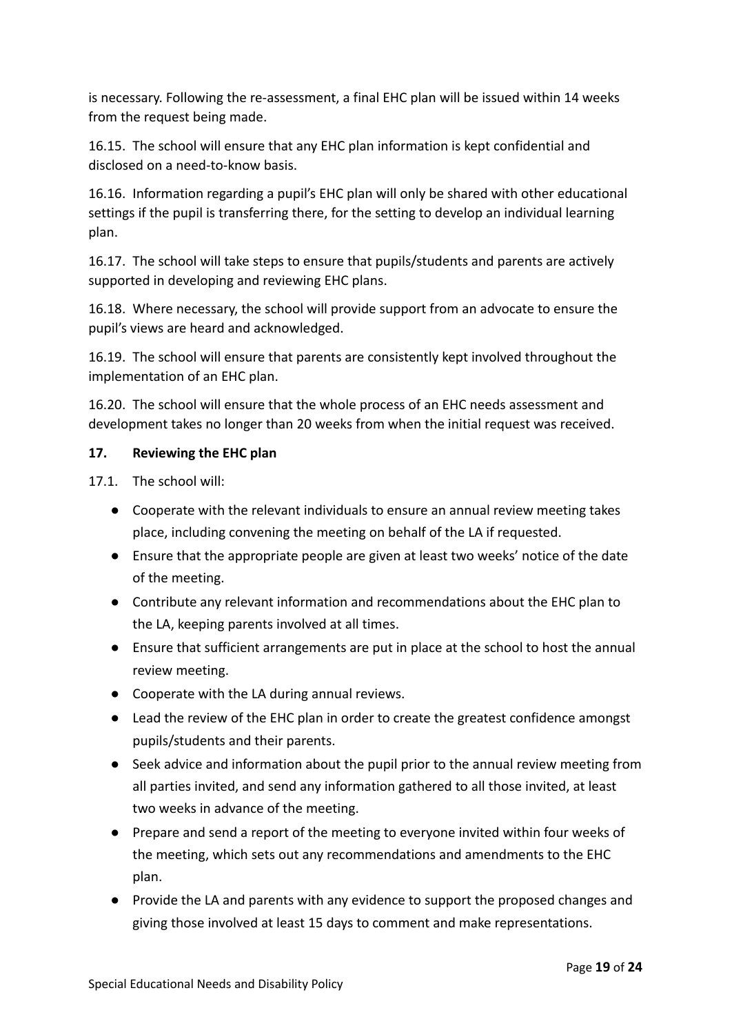is necessary. Following the re-assessment, a final EHC plan will be issued within 14 weeks from the request being made.

16.15. The school will ensure that any EHC plan information is kept confidential and disclosed on a need-to-know basis.

16.16. Information regarding a pupil's EHC plan will only be shared with other educational settings if the pupil is transferring there, for the setting to develop an individual learning plan.

16.17. The school will take steps to ensure that pupils/students and parents are actively supported in developing and reviewing EHC plans.

16.18. Where necessary, the school will provide support from an advocate to ensure the pupil's views are heard and acknowledged.

16.19. The school will ensure that parents are consistently kept involved throughout the implementation of an EHC plan.

16.20. The school will ensure that the whole process of an EHC needs assessment and development takes no longer than 20 weeks from when the initial request was received.

## 17. Reviewing the EHC plan

17.1. The school will:

- Cooperate with the relevant individuals to ensure an annual review meeting takes place, including convening the meeting on behalf of the LA if requested.
- Ensure that the appropriate people are given at least two weeks' notice of the date of the meeting.
- Contribute any relevant information and recommendations about the EHC plan to the LA, keeping parents involved at all times.
- Ensure that sufficient arrangements are put in place at the school to host the annual review meeting.
- Cooperate with the LA during annual reviews.
- Lead the review of the EHC plan in order to create the greatest confidence amongst pupils/students and their parents.
- Seek advice and information about the pupil prior to the annual review meeting from all parties invited, and send any information gathered to all those invited, at least two weeks in advance of the meeting.
- Prepare and send a report of the meeting to everyone invited within four weeks of the meeting, which sets out any recommendations and amendments to the EHC plan.
- Provide the LA and parents with any evidence to support the proposed changes and giving those involved at least 15 days to comment and make representations.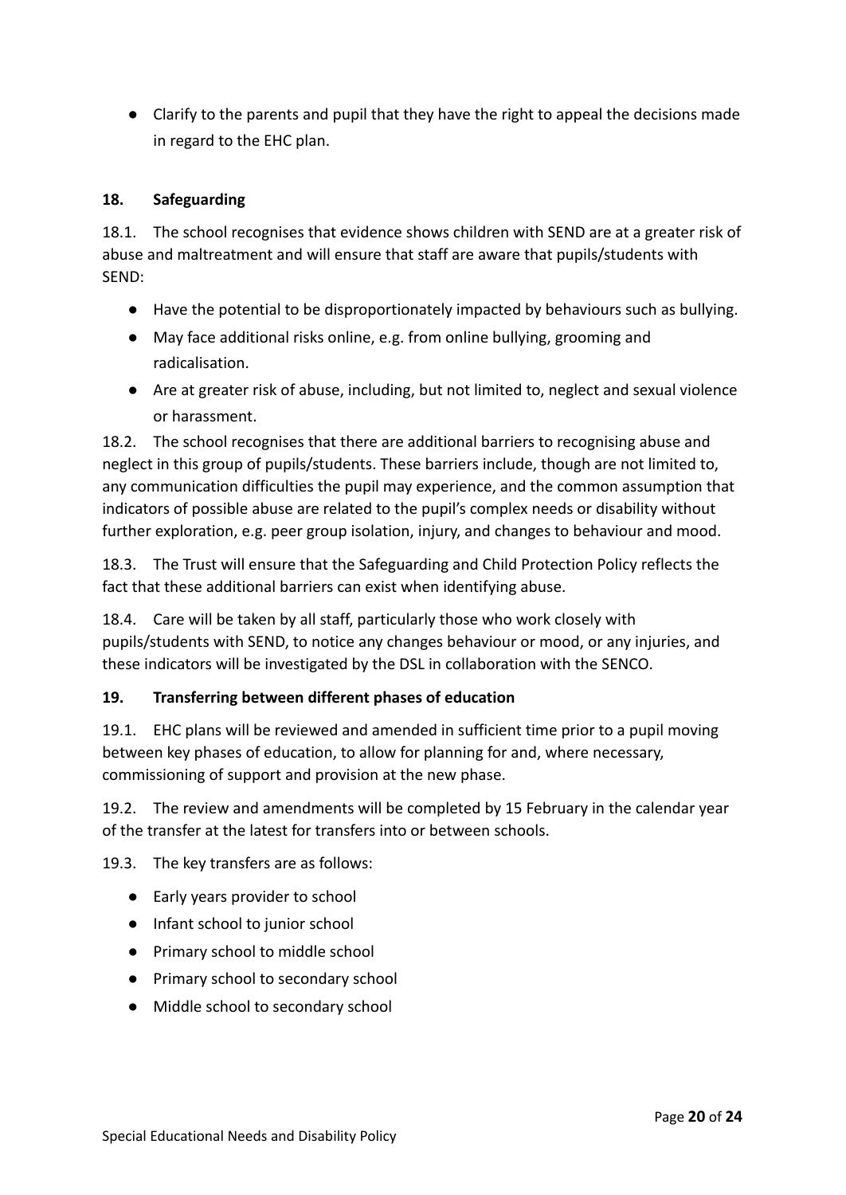- Clarify to the parents and pupil that they have the right to appeal the decisions made in regard to the EHC plan.

## 18. Safeguarding

18.1. The school recognises that evidence shows children with SEND are at a greater risk of abuse and maltreatment and will ensure that staff are aware that pupils/students with SEND:

- Have the potential to be disproportionately impacted by behaviours such as bullying.
- May face additional risks online, e.g. from online bullying, grooming and radicalisation.
- Are at greater risk of abuse, including, but not limited to, neglect and sexual violence or harassment.

18.2. The school recognises that there are additional barriers to recognising abuse and neglect in this group of pupils/students. These barriers include, though are not limited to, any communication difficulties the pupil may experience, and the common assumption that indicators of possible abuse are related to the pupil's complex needs or disability without further exploration, e.g. peer group isolation, injury, and changes to behaviour and mood.

18.3. The Trust will ensure that the Safeguarding and Child Protection Policy reflects the fact that these additional barriers can exist when identifying abuse.

18.4. Care will be taken by all staff, particularly those who work closely with pupils/students with SEND, to notice any changes behaviour or mood, or any injuries, and these indicators will be investigated by the DSL in collaboration with the SENCO.

## 19. Transferring between different phases of education

19.1. EHC plans will be reviewed and amended in sufficient time prior to a pupil moving between key phases of education, to allow for planning for and, where necessary, commissioning of support and provision at the new phase.

19.2. The review and amendments will be completed by 15 February in the calendar year of the transfer at the latest for transfers into or between schools.

19.3. The key transfers are as follows:

- Early years provider to school
- Infant school to junior school
- Primary school to middle school
- Primary school to secondary school
- Middle school to secondary school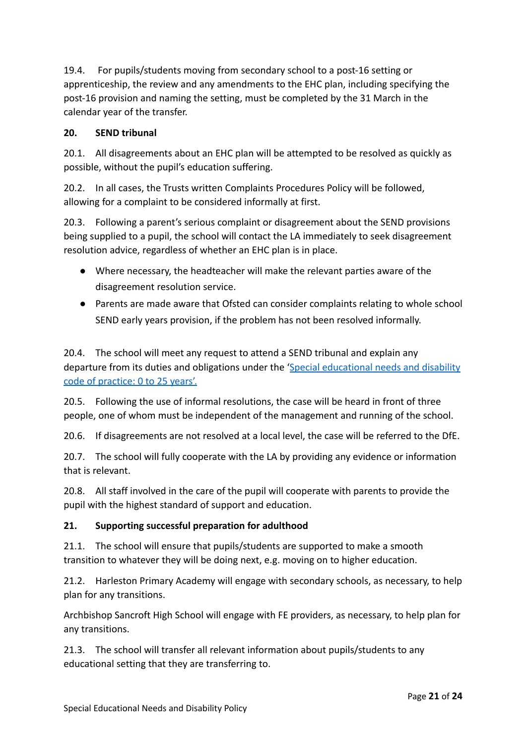19.4. For pupils/students moving from secondary school to a post-16 setting or apprenticeship, the review and any amendments to the EHC plan, including specifying the post-16 provision and naming the setting, must be completed by the 31 March in the calendar year of the transfer.

**20. SEND tribunal**

20.1. All disagreements about an EHC plan will be attempted to be resolved as quickly as possible, without the pupil's education suffering.

20.2. In all cases, the Trusts written Complaints Procedures Policy will be followed, allowing for a complaint to be considered informally at first.

20.3. Following a parent's serious complaint or disagreement about the SEND provisions being supplied to a pupil, the school will contact the LA immediately to seek disagreement resolution advice, regardless of whether an EHC plan is in place.

- Where necessary, the headteacher will make the relevant parties aware of the disagreement resolution service.
- Parents are made aware that Ofsted can consider complaints relating to whole school SEND early years provision, if the problem has not been resolved informally.

20.4. The school will meet any request to attend a SEND tribunal and explain any departure from its duties and obligations under the '[Special educational needs and disability code of practice: 0 to 25 years'.]()

20.5. Following the use of informal resolutions, the case will be heard in front of three people, one of whom must be independent of the management and running of the school.

20.6. If disagreements are not resolved at a local level, the case will be referred to the DfE.

20.7. The school will fully cooperate with the LA by providing any evidence or information that is relevant.

20.8. All staff involved in the care of the pupil will cooperate with parents to provide the pupil with the highest standard of support and education.

**21. Supporting successful preparation for adulthood**

21.1. The school will ensure that pupils/students are supported to make a smooth transition to whatever they will be doing next, e.g. moving on to higher education.

21.2. Harleston Primary Academy will engage with secondary schools, as necessary, to help plan for any transitions.

Archbishop Sancroft High School will engage with FE providers, as necessary, to help plan for any transitions.

21.3. The school will transfer all relevant information about pupils/students to any educational setting that they are transferring to.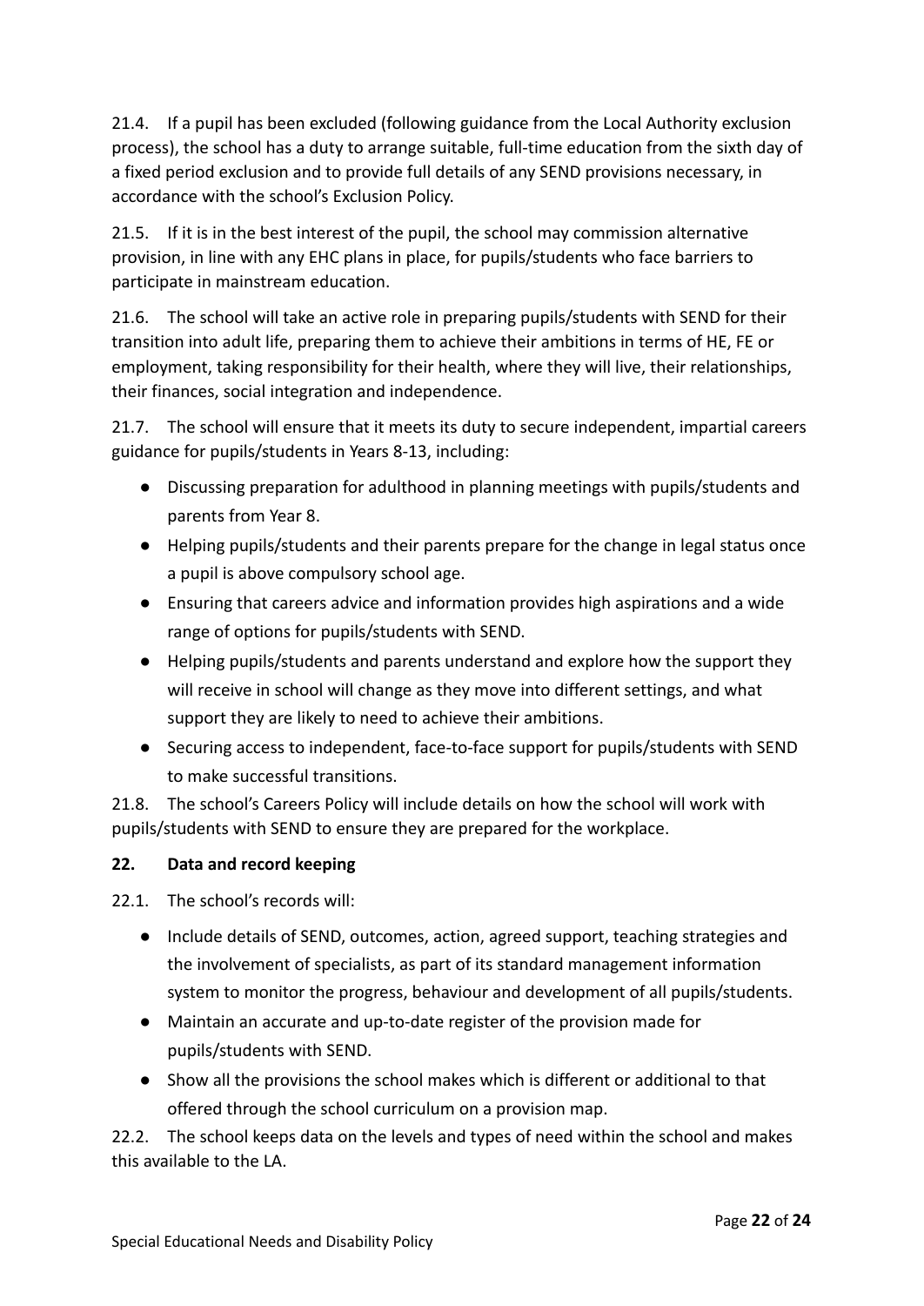21.4. If a pupil has been excluded (following guidance from the Local Authority exclusion process), the school has a duty to arrange suitable, full-time education from the sixth day of a fixed period exclusion and to provide full details of any SEND provisions necessary, in accordance with the school's Exclusion Policy.

21.5. If it is in the best interest of the pupil, the school may commission alternative provision, in line with any EHC plans in place, for pupils/students who face barriers to participate in mainstream education.

21.6. The school will take an active role in preparing pupils/students with SEND for their transition into adult life, preparing them to achieve their ambitions in terms of HE, FE or employment, taking responsibility for their health, where they will live, their relationships, their finances, social integration and independence.

21.7. The school will ensure that it meets its duty to secure independent, impartial careers guidance for pupils/students in Years 8-13, including:

- Discussing preparation for adulthood in planning meetings with pupils/students and parents from Year 8.
- Helping pupils/students and their parents prepare for the change in legal status once a pupil is above compulsory school age.
- Ensuring that careers advice and information provides high aspirations and a wide range of options for pupils/students with SEND.
- Helping pupils/students and parents understand and explore how the support they will receive in school will change as they move into different settings, and what support they are likely to need to achieve their ambitions.
- Securing access to independent, face-to-face support for pupils/students with SEND to make successful transitions.

21.8. The school's Careers Policy will include details on how the school will work with pupils/students with SEND to ensure they are prepared for the workplace.

## 22. Data and record keeping

22.1. The school's records will:

- Include details of SEND, outcomes, action, agreed support, teaching strategies and the involvement of specialists, as part of its standard management information system to monitor the progress, behaviour and development of all pupils/students.
- Maintain an accurate and up-to-date register of the provision made for pupils/students with SEND.
- Show all the provisions the school makes which is different or additional to that offered through the school curriculum on a provision map.

22.2. The school keeps data on the levels and types of need within the school and makes this available to the LA.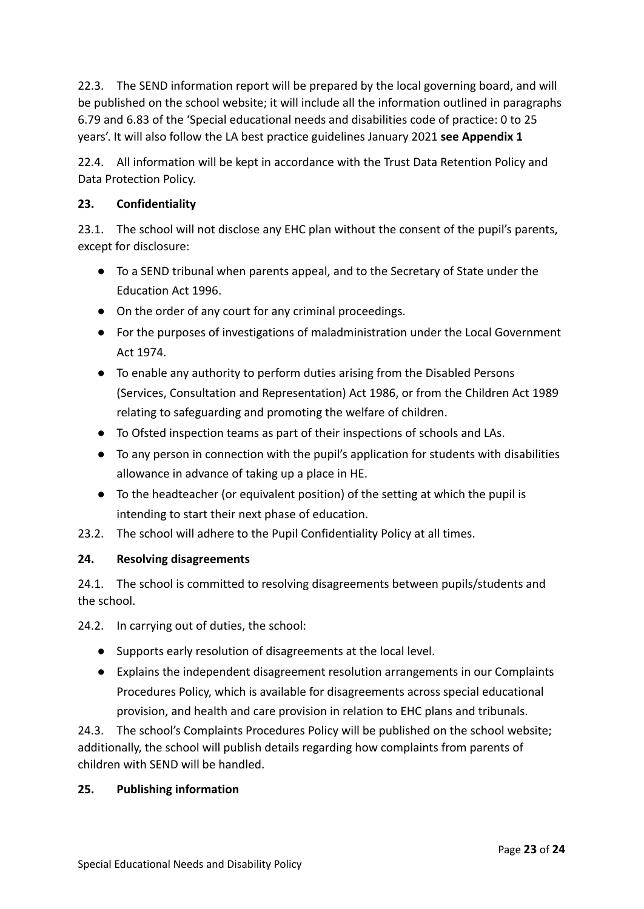22.3. The SEND information report will be prepared by the local governing board, and will be published on the school website; it will include all the information outlined in paragraphs 6.79 and 6.83 of the 'Special educational needs and disabilities code of practice: 0 to 25 years'. It will also follow the LA best practice guidelines January 2021 **see Appendix 1**

22.4. All information will be kept in accordance with the Trust Data Retention Policy and Data Protection Policy.

**23. Confidentiality**

23.1. The school will not disclose any EHC plan without the consent of the pupil's parents, except for disclosure:

- To a SEND tribunal when parents appeal, and to the Secretary of State under the Education Act 1996.
- On the order of any court for any criminal proceedings.
- For the purposes of investigations of maladministration under the Local Government Act 1974.
- To enable any authority to perform duties arising from the Disabled Persons (Services, Consultation and Representation) Act 1986, or from the Children Act 1989 relating to safeguarding and promoting the welfare of children.
- To Ofsted inspection teams as part of their inspections of schools and LAs.
- To any person in connection with the pupil's application for students with disabilities allowance in advance of taking up a place in HE.
- To the headteacher (or equivalent position) of the setting at which the pupil is intending to start their next phase of education.

23.2. The school will adhere to the Pupil Confidentiality Policy at all times.

**24. Resolving disagreements**

24.1. The school is committed to resolving disagreements between pupils/students and the school.

24.2. In carrying out of duties, the school:

- Supports early resolution of disagreements at the local level.
- Explains the independent disagreement resolution arrangements in our Complaints Procedures Policy, which is available for disagreements across special educational provision, and health and care provision in relation to EHC plans and tribunals.

24.3. The school's Complaints Procedures Policy will be published on the school website; additionally, the school will publish details regarding how complaints from parents of children with SEND will be handled.

**25. Publishing information**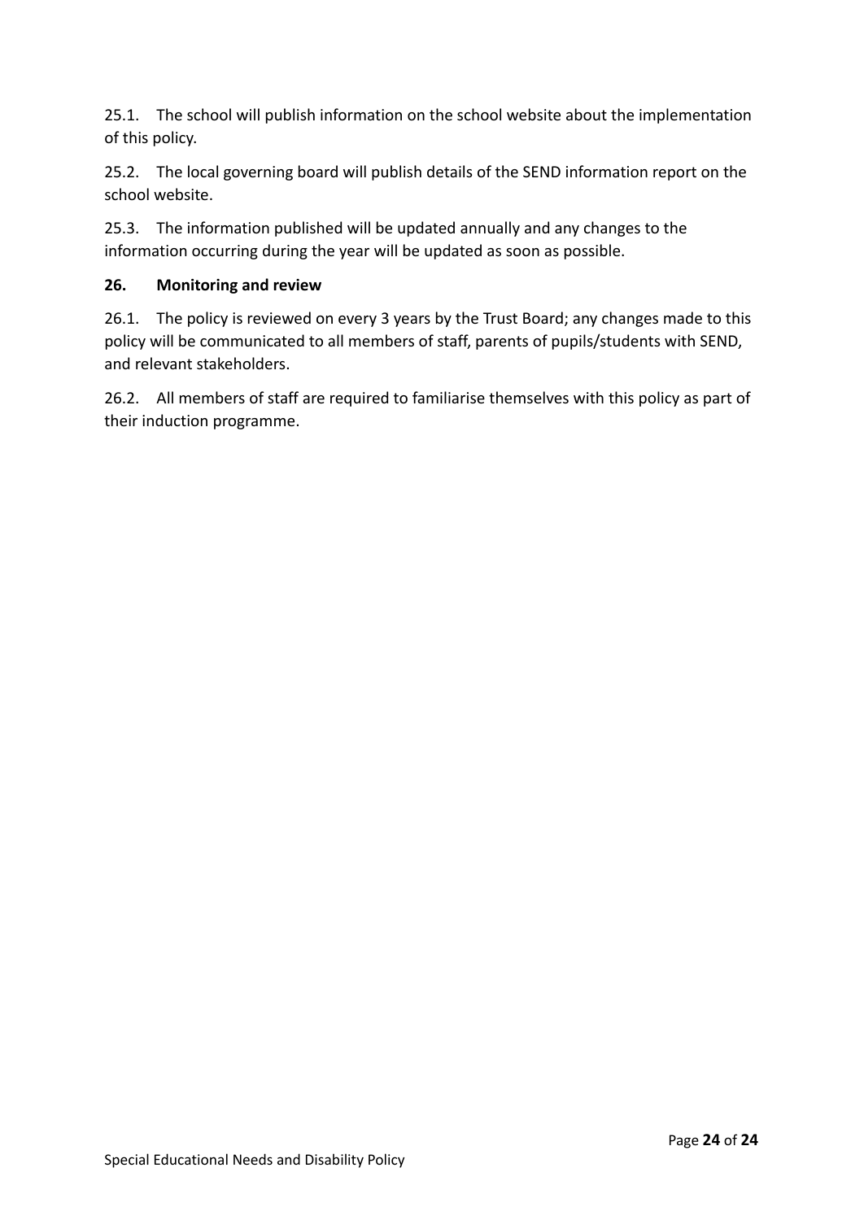25.1. The school will publish information on the school website about the implementation of this policy.

25.2. The local governing board will publish details of the SEND information report on the school website.

25.3. The information published will be updated annually and any changes to the information occurring during the year will be updated as soon as possible.

## 26. Monitoring and review

26.1. The policy is reviewed on every 3 years by the Trust Board; any changes made to this policy will be communicated to all members of staff, parents of pupils/students with SEND, and relevant stakeholders.

26.2. All members of staff are required to familiarise themselves with this policy as part of their induction programme.